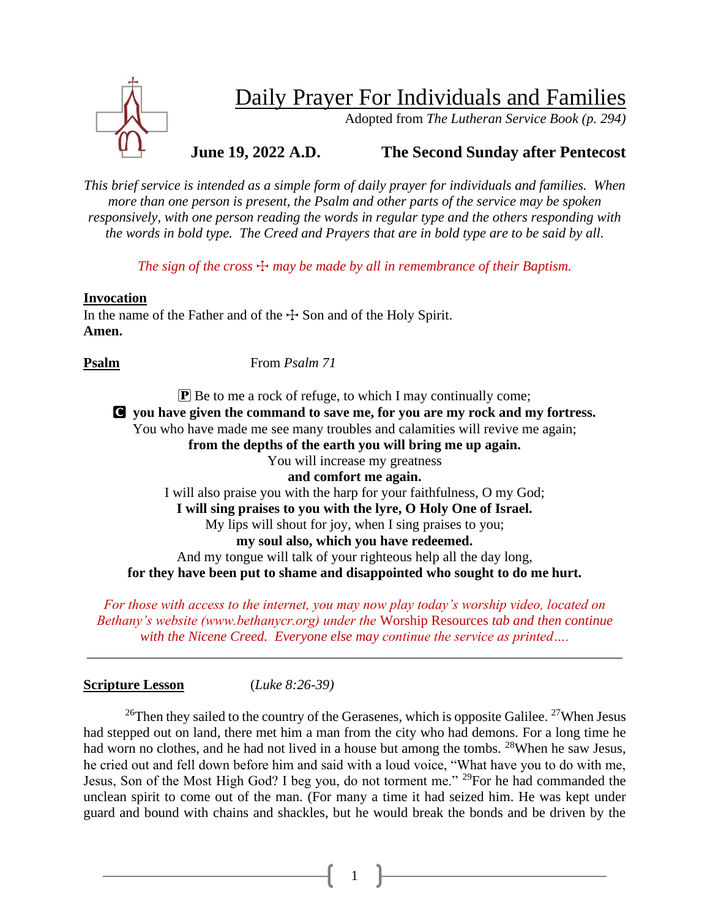# Daily Prayer For Individuals and Families

Adopted from *The Lutheran Service Book (p. 294)*

**June 19, 2022 A.D.** **The Second Sunday after Pentecost**

*This brief service is intended as a simple form of daily prayer for individuals and families. When more than one person is present, the Psalm and other parts of the service may be spoken responsively, with one person reading the words in regular type and the others responding with the words in bold type. The Creed and Prayers that are in bold type are to be said by all.*

*The sign of the cross ☩ may be made by all in remembrance of their Baptism.*

**Invocation**

In the name of the Father and of the ☩ Son and of the Holy Spirit.
**Amen.**

**Psalm** From *Psalm 71*

P Be to me a rock of refuge, to which I may continually come;
**C you have given the command to save me, for you are my rock and my fortress.**
You who have made me see many troubles and calamities will revive me again;
**from the depths of the earth you will bring me up again.**
You will increase my greatness
**and comfort me again.**
I will also praise you with the harp for your faithfulness, O my God;
**I will sing praises to you with the lyre, O Holy One of Israel.**
My lips will shout for joy, when I sing praises to you;
**my soul also, which you have redeemed.**
And my tongue will talk of your righteous help all the day long,
**for they have been put to shame and disappointed who sought to do me hurt.**

*For those with access to the internet, you may now play today's worship video, located on Bethany's website (www.bethanycr.org) under the* Worship Resources *tab and then continue with the Nicene Creed. Everyone else may continue the service as printed….*

---

**Scripture Lesson** (*Luke 8:26-39)*

[26]Then they sailed to the country of the Gerasenes, which is opposite Galilee. [27]When Jesus had stepped out on land, there met him a man from the city who had demons. For a long time he had worn no clothes, and he had not lived in a house but among the tombs. [28]When he saw Jesus, he cried out and fell down before him and said with a loud voice, "What have you to do with me, Jesus, Son of the Most High God? I beg you, do not torment me." [29]For he had commanded the unclean spirit to come out of the man. (For many a time it had seized him. He was kept under guard and bound with chains and shackles, but he would break the bonds and be driven by the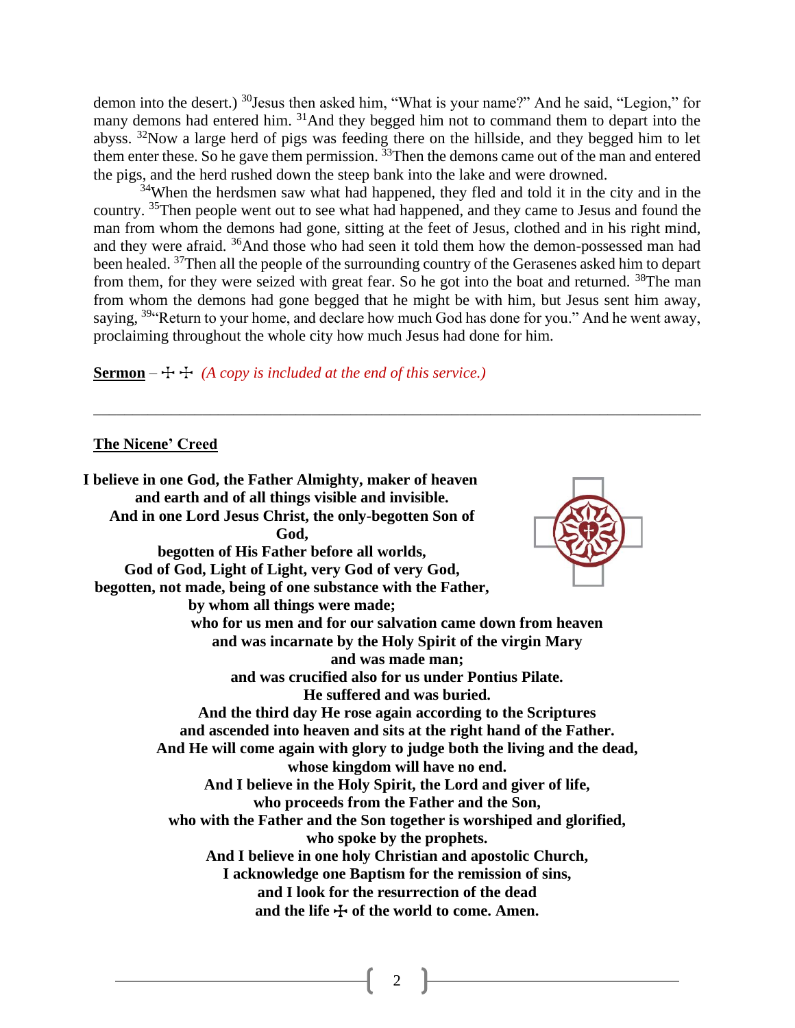demon into the desert.) [30]Jesus then asked him, "What is your name?" And he said, "Legion," for many demons had entered him. [31]And they begged him not to command them to depart into the abyss. [32]Now a large herd of pigs was feeding there on the hillside, and they begged him to let them enter these. So he gave them permission. [33]Then the demons came out of the man and entered the pigs, and the herd rushed down the steep bank into the lake and were drowned.

[34]When the herdsmen saw what had happened, they fled and told it in the city and in the country. [35]Then people went out to see what had happened, and they came to Jesus and found the man from whom the demons had gone, sitting at the feet of Jesus, clothed and in his right mind, and they were afraid. [36]And those who had seen it told them how the demon-possessed man had been healed. [37]Then all the people of the surrounding country of the Gerasenes asked him to depart from them, for they were seized with great fear. So he got into the boat and returned. [38]The man from whom the demons had gone begged that he might be with him, but Jesus sent him away, saying, [39]"Return to your home, and declare how much God has done for you." And he went away, proclaiming throughout the whole city how much Jesus had done for him.

**Sermon** – ☩ ☩ *(A copy is included at the end of this service.)*

---

**The Nicene' Creed**

**I believe in one God, the Father Almighty, maker of heaven and earth and of all things visible and invisible.**
**And in one Lord Jesus Christ, the only-begotten Son of God,**
**begotten of His Father before all worlds,**
**God of God, Light of Light, very God of very God,**
**begotten, not made, being of one substance with the Father,**
**by whom all things were made;**
**who for us men and for our salvation came down from heaven**
**and was incarnate by the Holy Spirit of the virgin Mary**
**and was made man;**
**and was crucified also for us under Pontius Pilate.**
**He suffered and was buried.**
**And the third day He rose again according to the Scriptures**
**and ascended into heaven and sits at the right hand of the Father.**
**And He will come again with glory to judge both the living and the dead,**
**whose kingdom will have no end.**
**And I believe in the Holy Spirit, the Lord and giver of life,**
**who proceeds from the Father and the Son,**
**who with the Father and the Son together is worshiped and glorified,**
**who spoke by the prophets.**
**And I believe in one holy Christian and apostolic Church,**
**I acknowledge one Baptism for the remission of sins,**
**and I look for the resurrection of the dead**
**and the life ☩ of the world to come. Amen.**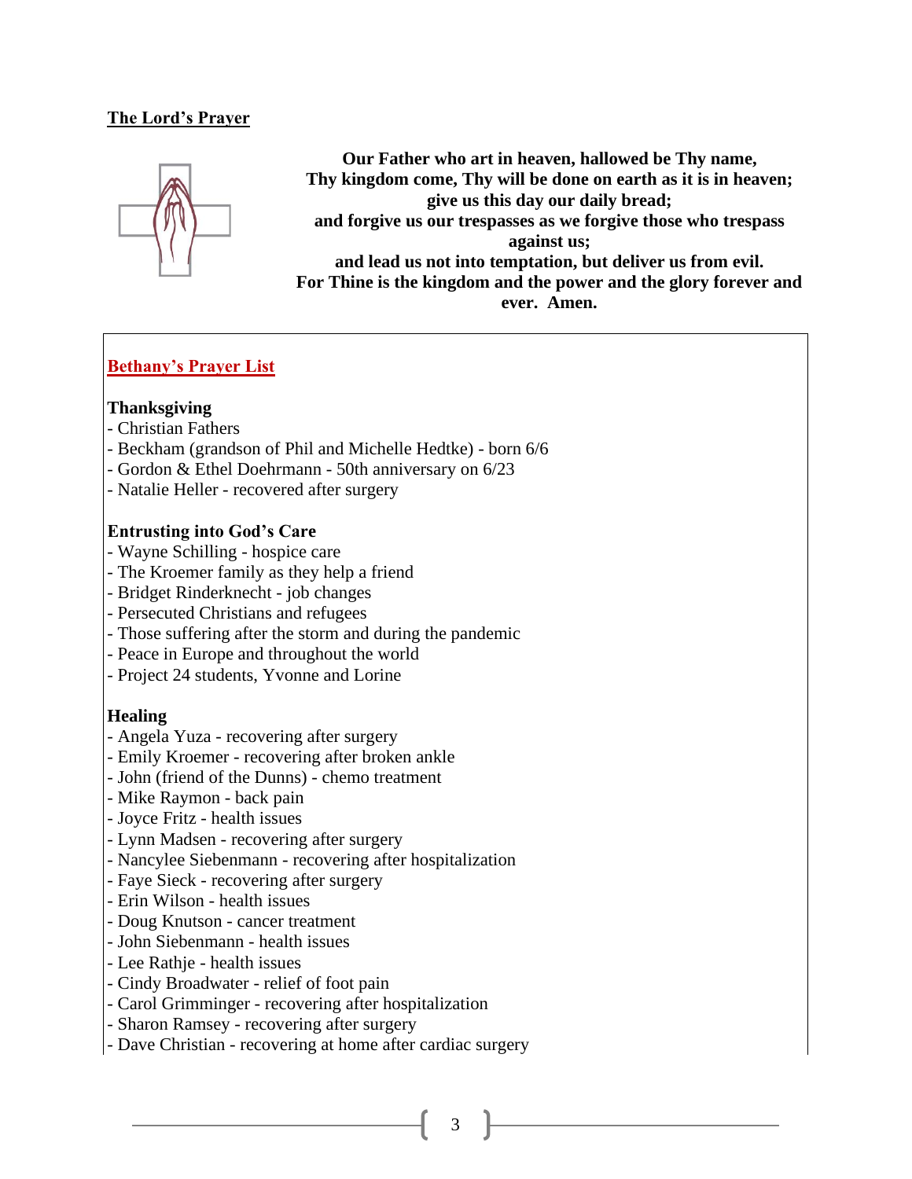## The Lord's Prayer

**Our Father who art in heaven, hallowed be Thy name,**
**Thy kingdom come, Thy will be done on earth as it is in heaven;**
**give us this day our daily bread;**
**and forgive us our trespasses as we forgive those who trespass against us;**
**and lead us not into temptation, but deliver us from evil.**
**For Thine is the kingdom and the power and the glory forever and ever. Amen.**

## Bethany's Prayer List

### Thanksgiving

- Christian Fathers
- Beckham (grandson of Phil and Michelle Hedtke) - born 6/6
- Gordon & Ethel Doehrmann - 50th anniversary on 6/23
- Natalie Heller - recovered after surgery

### Entrusting into God's Care

- Wayne Schilling - hospice care
- The Kroemer family as they help a friend
- Bridget Rinderknecht - job changes
- Persecuted Christians and refugees
- Those suffering after the storm and during the pandemic
- Peace in Europe and throughout the world
- Project 24 students, Yvonne and Lorine

### Healing

- Angela Yuza - recovering after surgery
- Emily Kroemer - recovering after broken ankle
- John (friend of the Dunns) - chemo treatment
- Mike Raymon - back pain
- Joyce Fritz - health issues
- Lynn Madsen - recovering after surgery
- Nancylee Siebenmann - recovering after hospitalization
- Faye Sieck - recovering after surgery
- Erin Wilson - health issues
- Doug Knutson - cancer treatment
- John Siebenmann - health issues
- Lee Rathje - health issues
- Cindy Broadwater - relief of foot pain
- Carol Grimminger - recovering after hospitalization
- Sharon Ramsey - recovering after surgery
- Dave Christian - recovering at home after cardiac surgery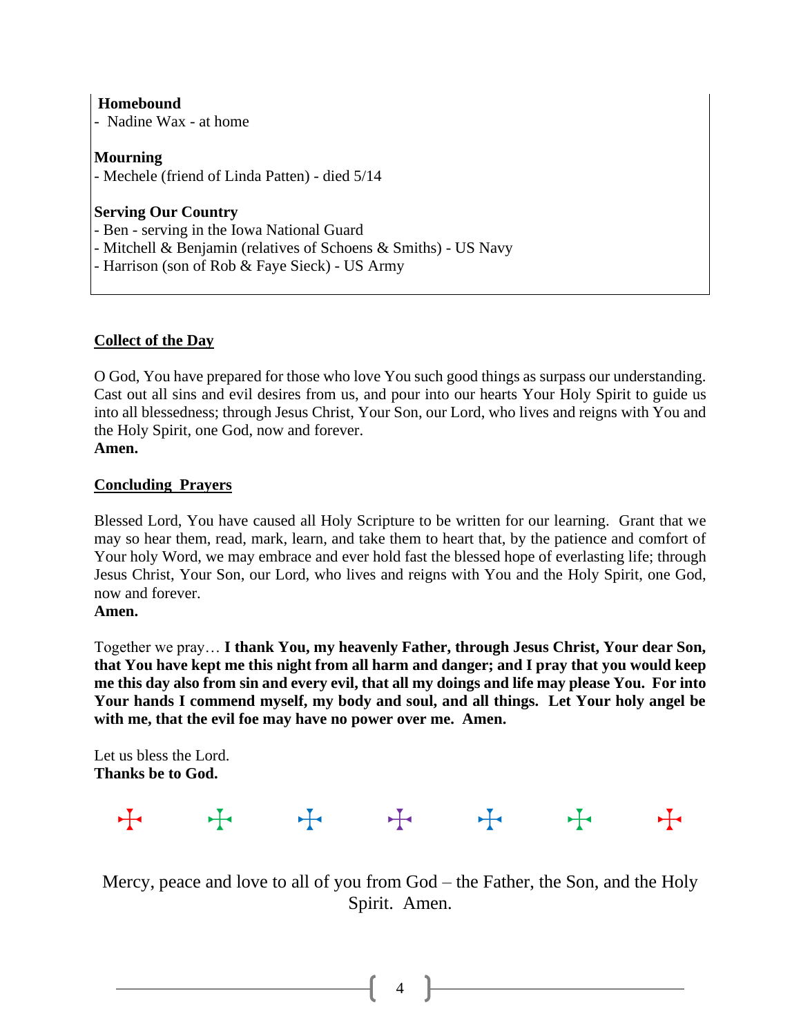**Homebound**
- Nadine Wax - at home

**Mourning**
- Mechele (friend of Linda Patten) - died 5/14

**Serving Our Country**
- Ben - serving in the Iowa National Guard
- Mitchell & Benjamin (relatives of Schoens & Smiths) - US Navy
- Harrison (son of Rob & Faye Sieck) - US Army

**Collect of the Day**

O God, You have prepared for those who love You such good things as surpass our understanding. Cast out all sins and evil desires from us, and pour into our hearts Your Holy Spirit to guide us into all blessedness; through Jesus Christ, Your Son, our Lord, who lives and reigns with You and the Holy Spirit, one God, now and forever.
**Amen.**

**Concluding Prayers**

Blessed Lord, You have caused all Holy Scripture to be written for our learning. Grant that we may so hear them, read, mark, learn, and take them to heart that, by the patience and comfort of Your holy Word, we may embrace and ever hold fast the blessed hope of everlasting life; through Jesus Christ, Your Son, our Lord, who lives and reigns with You and the Holy Spirit, one God, now and forever.
**Amen.**

Together we pray… **I thank You, my heavenly Father, through Jesus Christ, Your dear Son, that You have kept me this night from all harm and danger; and I pray that you would keep me this day also from sin and every evil, that all my doings and life may please You. For into Your hands I commend myself, my body and soul, and all things. Let Your holy angel be with me, that the evil foe may have no power over me. Amen.**

Let us bless the Lord.
**Thanks be to God.**

✠ ✠ ✠ ✠ ✠ ✠ ✠

Mercy, peace and love to all of you from God – the Father, the Son, and the Holy Spirit. Amen.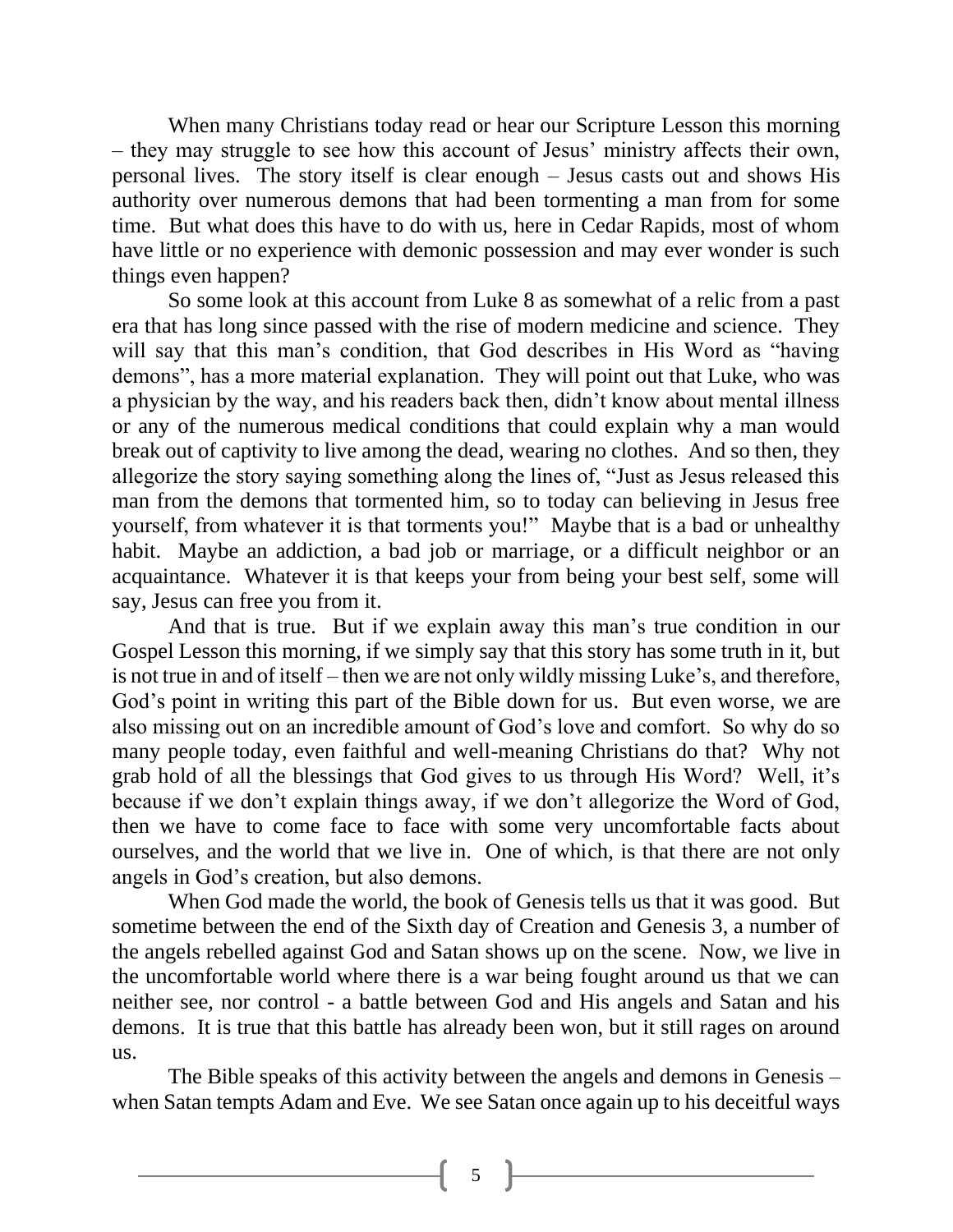When many Christians today read or hear our Scripture Lesson this morning – they may struggle to see how this account of Jesus' ministry affects their own, personal lives. The story itself is clear enough – Jesus casts out and shows His authority over numerous demons that had been tormenting a man from for some time. But what does this have to do with us, here in Cedar Rapids, most of whom have little or no experience with demonic possession and may ever wonder is such things even happen?

So some look at this account from Luke 8 as somewhat of a relic from a past era that has long since passed with the rise of modern medicine and science. They will say that this man's condition, that God describes in His Word as "having demons", has a more material explanation. They will point out that Luke, who was a physician by the way, and his readers back then, didn't know about mental illness or any of the numerous medical conditions that could explain why a man would break out of captivity to live among the dead, wearing no clothes. And so then, they allegorize the story saying something along the lines of, "Just as Jesus released this man from the demons that tormented him, so to today can believing in Jesus free yourself, from whatever it is that torments you!" Maybe that is a bad or unhealthy habit. Maybe an addiction, a bad job or marriage, or a difficult neighbor or an acquaintance. Whatever it is that keeps your from being your best self, some will say, Jesus can free you from it.

And that is true. But if we explain away this man's true condition in our Gospel Lesson this morning, if we simply say that this story has some truth in it, but is not true in and of itself – then we are not only wildly missing Luke's, and therefore, God's point in writing this part of the Bible down for us. But even worse, we are also missing out on an incredible amount of God's love and comfort. So why do so many people today, even faithful and well-meaning Christians do that? Why not grab hold of all the blessings that God gives to us through His Word? Well, it's because if we don't explain things away, if we don't allegorize the Word of God, then we have to come face to face with some very uncomfortable facts about ourselves, and the world that we live in. One of which, is that there are not only angels in God's creation, but also demons.

When God made the world, the book of Genesis tells us that it was good. But sometime between the end of the Sixth day of Creation and Genesis 3, a number of the angels rebelled against God and Satan shows up on the scene. Now, we live in the uncomfortable world where there is a war being fought around us that we can neither see, nor control - a battle between God and His angels and Satan and his demons. It is true that this battle has already been won, but it still rages on around us.

The Bible speaks of this activity between the angels and demons in Genesis – when Satan tempts Adam and Eve. We see Satan once again up to his deceitful ways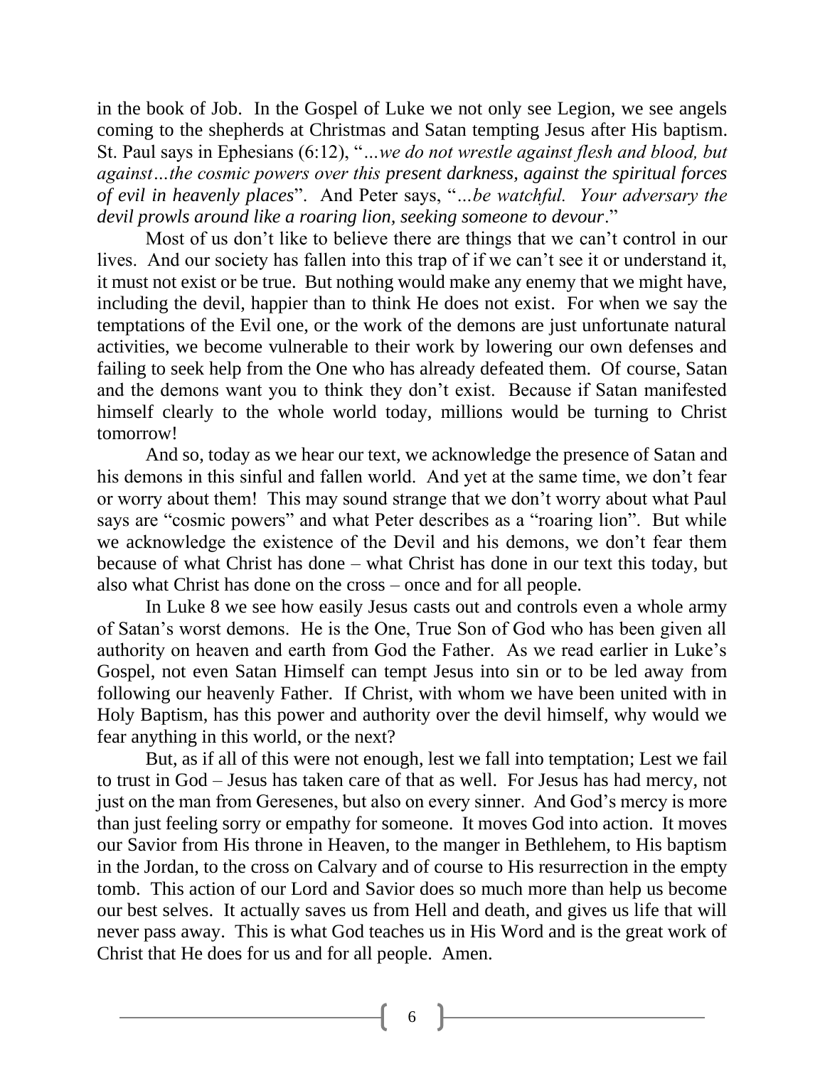in the book of Job. In the Gospel of Luke we not only see Legion, we see angels coming to the shepherds at Christmas and Satan tempting Jesus after His baptism. St. Paul says in Ephesians (6:12), "*...we do not wrestle against flesh and blood, but against…the cosmic powers over this present darkness, against the spiritual forces of evil in heavenly places*". And Peter says, "*…be watchful. Your adversary the devil prowls around like a roaring lion, seeking someone to devour*."

Most of us don't like to believe there are things that we can't control in our lives. And our society has fallen into this trap of if we can't see it or understand it, it must not exist or be true. But nothing would make any enemy that we might have, including the devil, happier than to think He does not exist. For when we say the temptations of the Evil one, or the work of the demons are just unfortunate natural activities, we become vulnerable to their work by lowering our own defenses and failing to seek help from the One who has already defeated them. Of course, Satan and the demons want you to think they don't exist. Because if Satan manifested himself clearly to the whole world today, millions would be turning to Christ tomorrow!

And so, today as we hear our text, we acknowledge the presence of Satan and his demons in this sinful and fallen world. And yet at the same time, we don't fear or worry about them! This may sound strange that we don't worry about what Paul says are "cosmic powers" and what Peter describes as a "roaring lion". But while we acknowledge the existence of the Devil and his demons, we don't fear them because of what Christ has done – what Christ has done in our text this today, but also what Christ has done on the cross – once and for all people.

In Luke 8 we see how easily Jesus casts out and controls even a whole army of Satan's worst demons. He is the One, True Son of God who has been given all authority on heaven and earth from God the Father. As we read earlier in Luke's Gospel, not even Satan Himself can tempt Jesus into sin or to be led away from following our heavenly Father. If Christ, with whom we have been united with in Holy Baptism, has this power and authority over the devil himself, why would we fear anything in this world, or the next?

But, as if all of this were not enough, lest we fall into temptation; Lest we fail to trust in God – Jesus has taken care of that as well. For Jesus has had mercy, not just on the man from Geresenes, but also on every sinner. And God's mercy is more than just feeling sorry or empathy for someone. It moves God into action. It moves our Savior from His throne in Heaven, to the manger in Bethlehem, to His baptism in the Jordan, to the cross on Calvary and of course to His resurrection in the empty tomb. This action of our Lord and Savior does so much more than help us become our best selves. It actually saves us from Hell and death, and gives us life that will never pass away. This is what God teaches us in His Word and is the great work of Christ that He does for us and for all people. Amen.